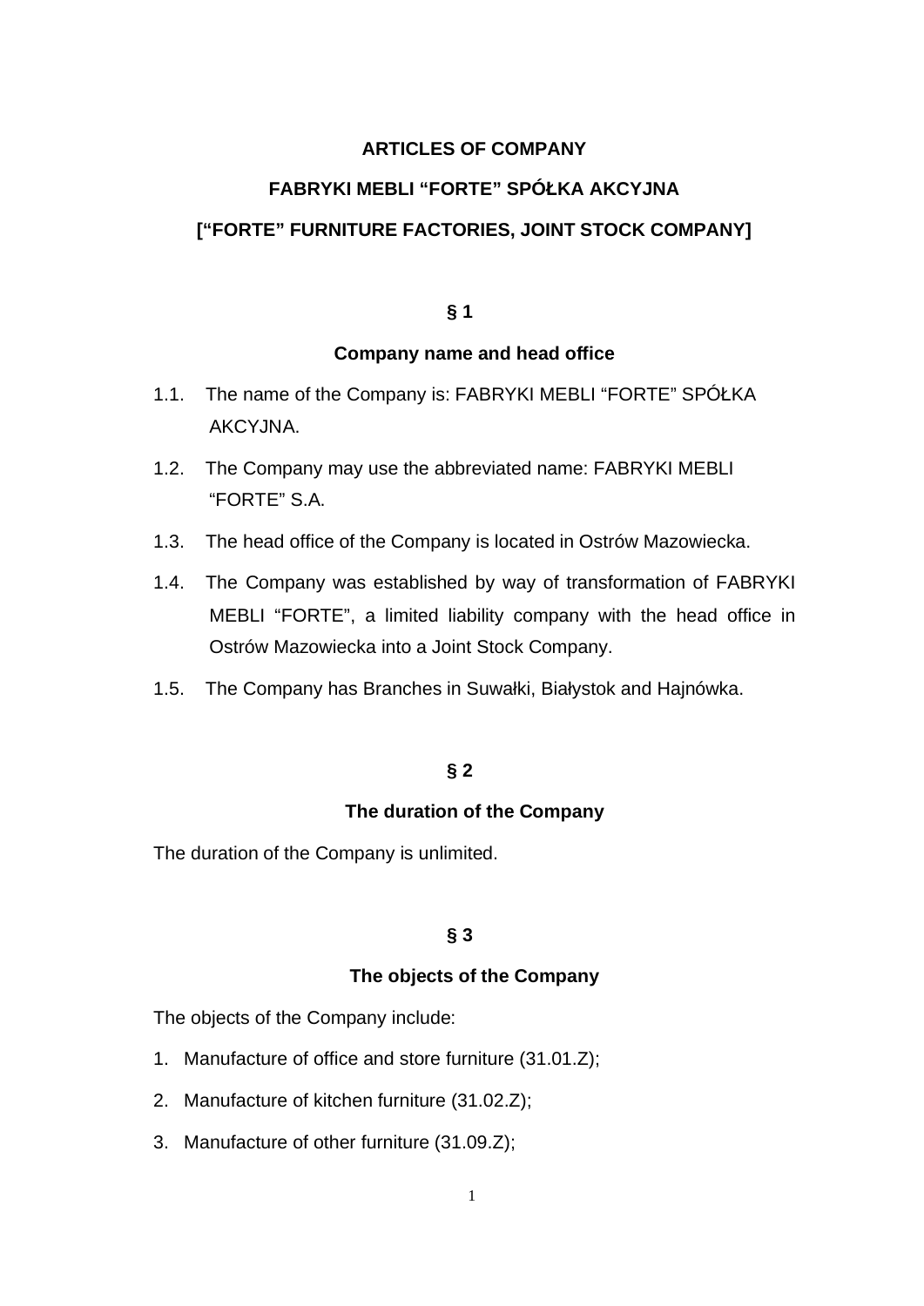# ARTICLES OF COMPANY

# FABRYKI MEBLI "FORTE" SPÓŁKA AKCYJNA

# ["FORTE" FURNITURE FACTORIES, JOINT STOCK COMPANY]

## § 1

### Company name and head office

1.1. The name of the Company is: FABRYKI MEBLI "FORTE" SPÓŁKA AKCYJNA.

1.2. The Company may use the abbreviated name: FABRYKI MEBLI "FORTE" S.A.

1.3. The head office of the Company is located in Ostrów Mazowiecka.

1.4. The Company was established by way of transformation of FABRYKI MEBLI "FORTE", a limited liability company with the head office in Ostrów Mazowiecka into a Joint Stock Company.

1.5. The Company has Branches in Suwałki, Białystok and Hajnówka.

## § 2

### The duration of the Company

The duration of the Company is unlimited.

## § 3

### The objects of the Company

The objects of the Company include:

1. Manufacture of office and store furniture (31.01.Z);
2. Manufacture of kitchen furniture (31.02.Z);
3. Manufacture of other furniture (31.09.Z);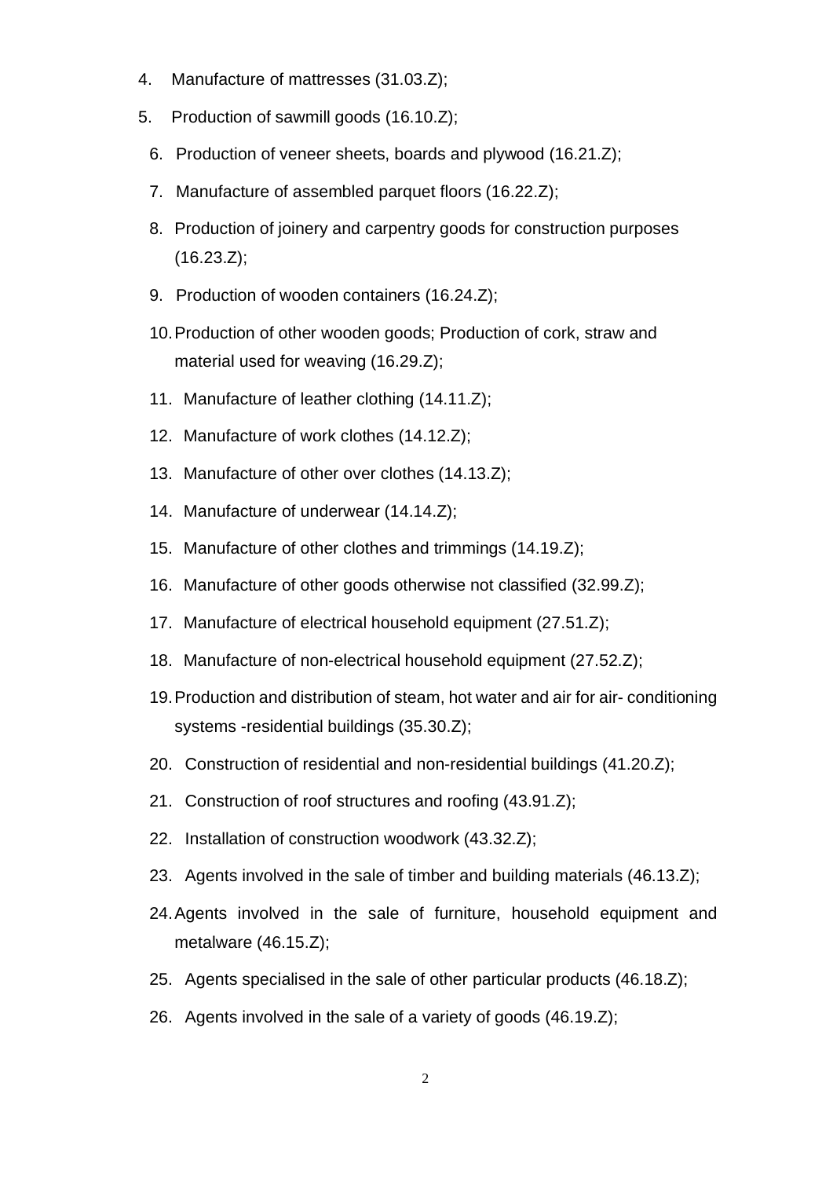4. Manufacture of mattresses (31.03.Z);
5. Production of sawmill goods (16.10.Z);
6. Production of veneer sheets, boards and plywood (16.21.Z);
7. Manufacture of assembled parquet floors (16.22.Z);
8. Production of joinery and carpentry goods for construction purposes (16.23.Z);
9. Production of wooden containers (16.24.Z);
10. Production of other wooden goods; Production of cork, straw and material used for weaving (16.29.Z);
11. Manufacture of leather clothing (14.11.Z);
12. Manufacture of work clothes (14.12.Z);
13. Manufacture of other over clothes (14.13.Z);
14. Manufacture of underwear (14.14.Z);
15. Manufacture of other clothes and trimmings (14.19.Z);
16. Manufacture of other goods otherwise not classified (32.99.Z);
17. Manufacture of electrical household equipment (27.51.Z);
18. Manufacture of non-electrical household equipment (27.52.Z);
19. Production and distribution of steam, hot water and air for air- conditioning systems -residential buildings (35.30.Z);
20. Construction of residential and non-residential buildings (41.20.Z);
21. Construction of roof structures and roofing (43.91.Z);
22. Installation of construction woodwork (43.32.Z);
23. Agents involved in the sale of timber and building materials (46.13.Z);
24. Agents involved in the sale of furniture, household equipment and metalware (46.15.Z);
25. Agents specialised in the sale of other particular products (46.18.Z);
26. Agents involved in the sale of a variety of goods (46.19.Z);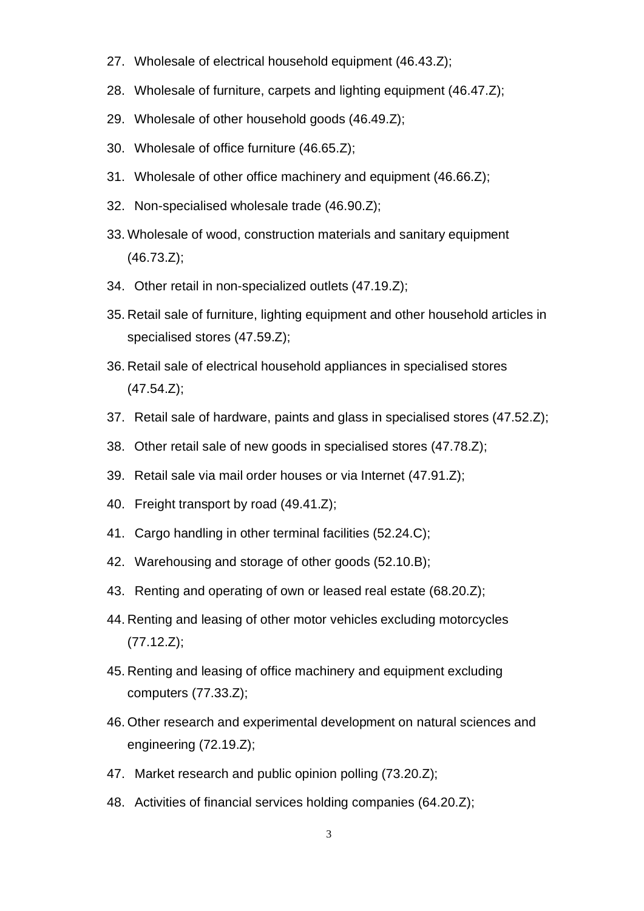27. Wholesale of electrical household equipment (46.43.Z);
28. Wholesale of furniture, carpets and lighting equipment (46.47.Z);
29. Wholesale of other household goods (46.49.Z);
30. Wholesale of office furniture (46.65.Z);
31. Wholesale of other office machinery and equipment (46.66.Z);
32. Non-specialised wholesale trade (46.90.Z);
33. Wholesale of wood, construction materials and sanitary equipment (46.73.Z);
34. Other retail in non-specialized outlets (47.19.Z);
35. Retail sale of furniture, lighting equipment and other household articles in specialised stores (47.59.Z);
36. Retail sale of electrical household appliances in specialised stores (47.54.Z);
37. Retail sale of hardware, paints and glass in specialised stores (47.52.Z);
38. Other retail sale of new goods in specialised stores (47.78.Z);
39. Retail sale via mail order houses or via Internet (47.91.Z);
40. Freight transport by road (49.41.Z);
41. Cargo handling in other terminal facilities (52.24.C);
42. Warehousing and storage of other goods (52.10.B);
43. Renting and operating of own or leased real estate (68.20.Z);
44. Renting and leasing of other motor vehicles excluding motorcycles (77.12.Z);
45. Renting and leasing of office machinery and equipment excluding computers (77.33.Z);
46. Other research and experimental development on natural sciences and engineering (72.19.Z);
47. Market research and public opinion polling (73.20.Z);
48. Activities of financial services holding companies (64.20.Z);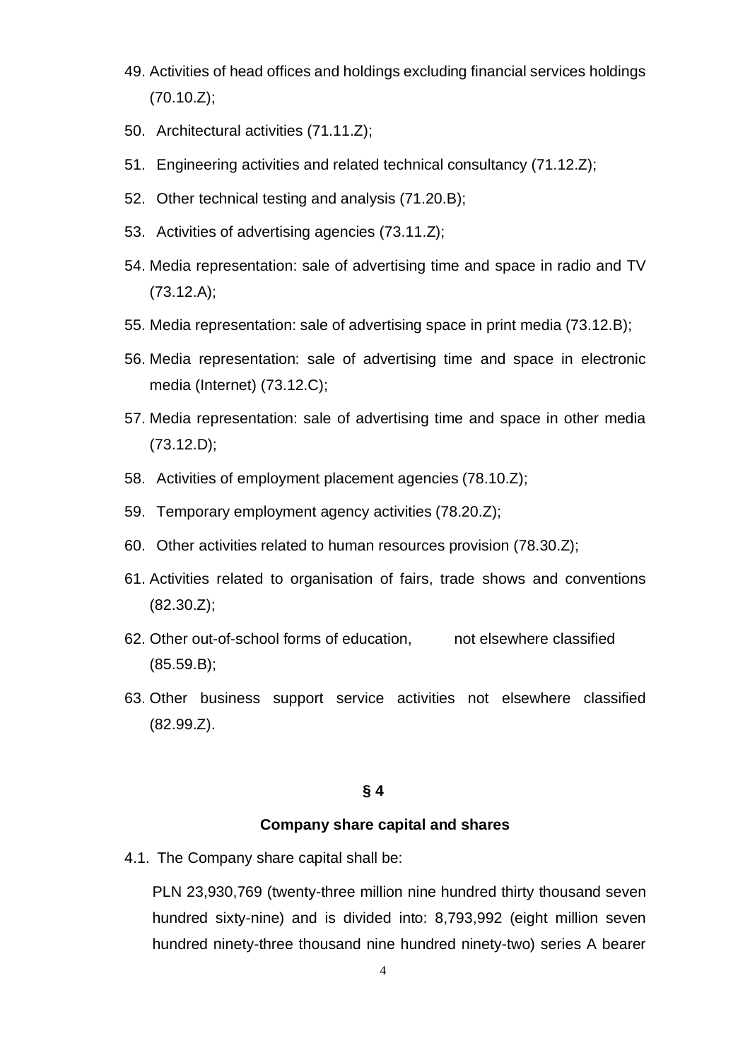49. Activities of head offices and holdings excluding financial services holdings (70.10.Z);
50. Architectural activities (71.11.Z);
51. Engineering activities and related technical consultancy (71.12.Z);
52. Other technical testing and analysis (71.20.B);
53. Activities of advertising agencies (73.11.Z);
54. Media representation: sale of advertising time and space in radio and TV (73.12.A);
55. Media representation: sale of advertising space in print media (73.12.B);
56. Media representation: sale of advertising time and space in electronic media (Internet) (73.12.C);
57. Media representation: sale of advertising time and space in other media (73.12.D);
58. Activities of employment placement agencies (78.10.Z);
59. Temporary employment agency activities (78.20.Z);
60. Other activities related to human resources provision (78.30.Z);
61. Activities related to organisation of fairs, trade shows and conventions (82.30.Z);
62. Other out-of-school forms of education, not elsewhere classified (85.59.B);
63. Other business support service activities not elsewhere classified (82.99.Z).

**§ 4**

**Company share capital and shares**

4.1. The Company share capital shall be:

PLN 23,930,769 (twenty-three million nine hundred thirty thousand seven hundred sixty-nine) and is divided into: 8,793,992 (eight million seven hundred ninety-three thousand nine hundred ninety-two) series A bearer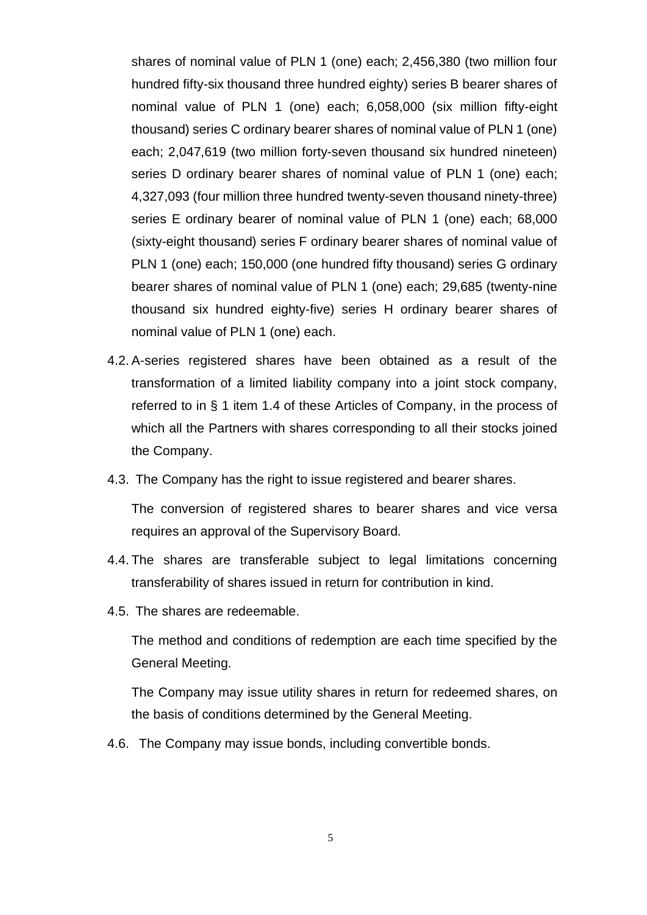shares of nominal value of PLN 1 (one) each; 2,456,380 (two million four hundred fifty-six thousand three hundred eighty) series B bearer shares of nominal value of PLN 1 (one) each; 6,058,000 (six million fifty-eight thousand) series C ordinary bearer shares of nominal value of PLN 1 (one) each; 2,047,619 (two million forty-seven thousand six hundred nineteen) series D ordinary bearer shares of nominal value of PLN 1 (one) each; 4,327,093 (four million three hundred twenty-seven thousand ninety-three) series E ordinary bearer of nominal value of PLN 1 (one) each; 68,000 (sixty-eight thousand) series F ordinary bearer shares of nominal value of PLN 1 (one) each; 150,000 (one hundred fifty thousand) series G ordinary bearer shares of nominal value of PLN 1 (one) each; 29,685 (twenty-nine thousand six hundred eighty-five) series H ordinary bearer shares of nominal value of PLN 1 (one) each.

4.2. A-series registered shares have been obtained as a result of the transformation of a limited liability company into a joint stock company, referred to in § 1 item 1.4 of these Articles of Company, in the process of which all the Partners with shares corresponding to all their stocks joined the Company.

4.3. The Company has the right to issue registered and bearer shares.

The conversion of registered shares to bearer shares and vice versa requires an approval of the Supervisory Board.

4.4. The shares are transferable subject to legal limitations concerning transferability of shares issued in return for contribution in kind.

4.5. The shares are redeemable.

The method and conditions of redemption are each time specified by the General Meeting.

The Company may issue utility shares in return for redeemed shares, on the basis of conditions determined by the General Meeting.

4.6. The Company may issue bonds, including convertible bonds.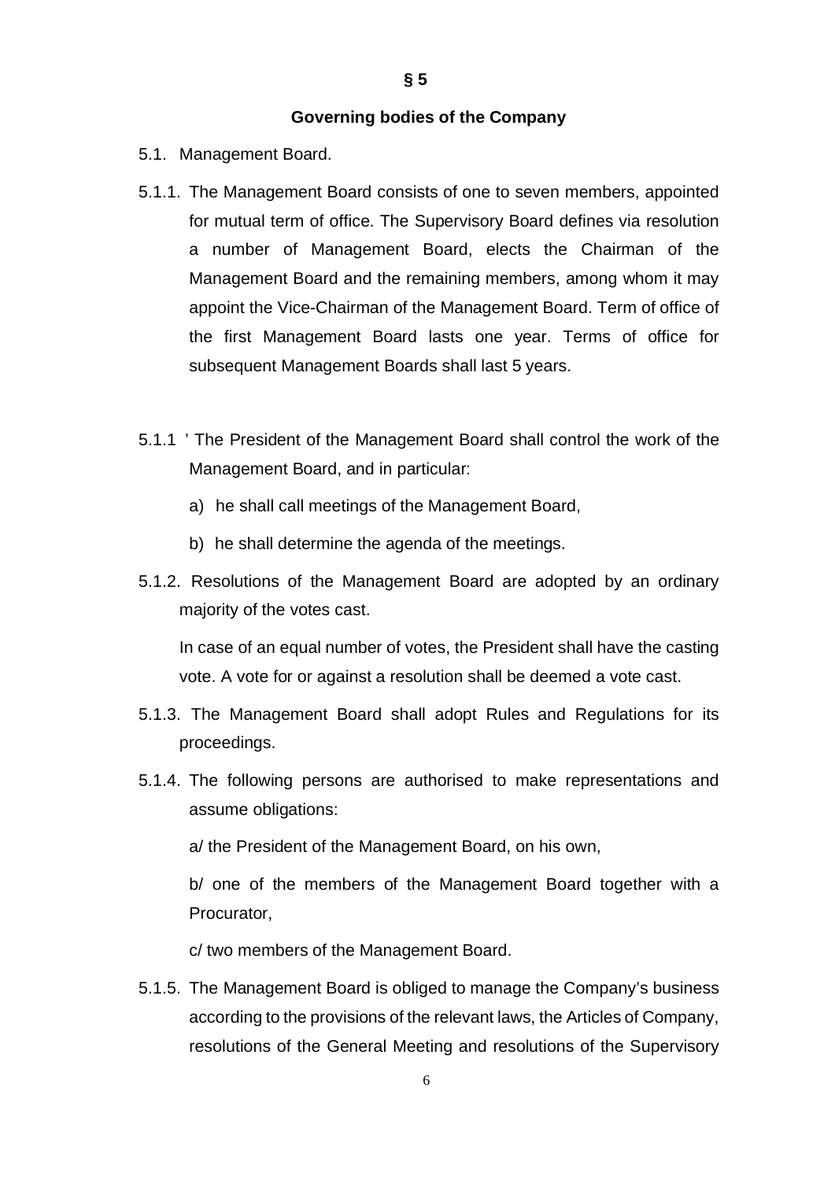## § 5

## Governing bodies of the Company

5.1. Management Board.

5.1.1. The Management Board consists of one to seven members, appointed for mutual term of office. The Supervisory Board defines via resolution a number of Management Board, elects the Chairman of the Management Board and the remaining members, among whom it may appoint the Vice-Chairman of the Management Board. Term of office of the first Management Board lasts one year. Terms of office for subsequent Management Boards shall last 5 years.

5.1.1 ' The President of the Management Board shall control the work of the Management Board, and in particular:

a) he shall call meetings of the Management Board,

b) he shall determine the agenda of the meetings.

5.1.2. Resolutions of the Management Board are adopted by an ordinary majority of the votes cast.

In case of an equal number of votes, the President shall have the casting vote. A vote for or against a resolution shall be deemed a vote cast.

5.1.3. The Management Board shall adopt Rules and Regulations for its proceedings.

5.1.4. The following persons are authorised to make representations and assume obligations:

a/ the President of the Management Board, on his own,

b/ one of the members of the Management Board together with a Procurator,

c/ two members of the Management Board.

5.1.5. The Management Board is obliged to manage the Company's business according to the provisions of the relevant laws, the Articles of Company, resolutions of the General Meeting and resolutions of the Supervisory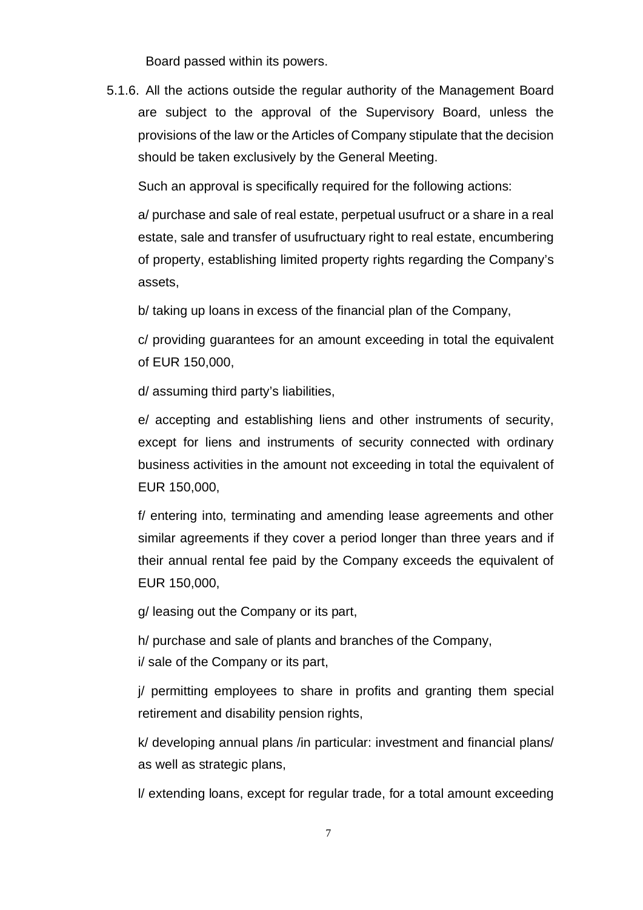Board passed within its powers.

5.1.6. All the actions outside the regular authority of the Management Board are subject to the approval of the Supervisory Board, unless the provisions of the law or the Articles of Company stipulate that the decision should be taken exclusively by the General Meeting.

Such an approval is specifically required for the following actions:

a/ purchase and sale of real estate, perpetual usufruct or a share in a real estate, sale and transfer of usufructuary right to real estate, encumbering of property, establishing limited property rights regarding the Company's assets,

b/ taking up loans in excess of the financial plan of the Company,

c/ providing guarantees for an amount exceeding in total the equivalent of EUR 150,000,

d/ assuming third party's liabilities,

e/ accepting and establishing liens and other instruments of security, except for liens and instruments of security connected with ordinary business activities in the amount not exceeding in total the equivalent of EUR 150,000,

f/ entering into, terminating and amending lease agreements and other similar agreements if they cover a period longer than three years and if their annual rental fee paid by the Company exceeds the equivalent of EUR 150,000,

g/ leasing out the Company or its part,

h/ purchase and sale of plants and branches of the Company,

i/ sale of the Company or its part,

j/ permitting employees to share in profits and granting them special retirement and disability pension rights,

k/ developing annual plans /in particular: investment and financial plans/ as well as strategic plans,

l/ extending loans, except for regular trade, for a total amount exceeding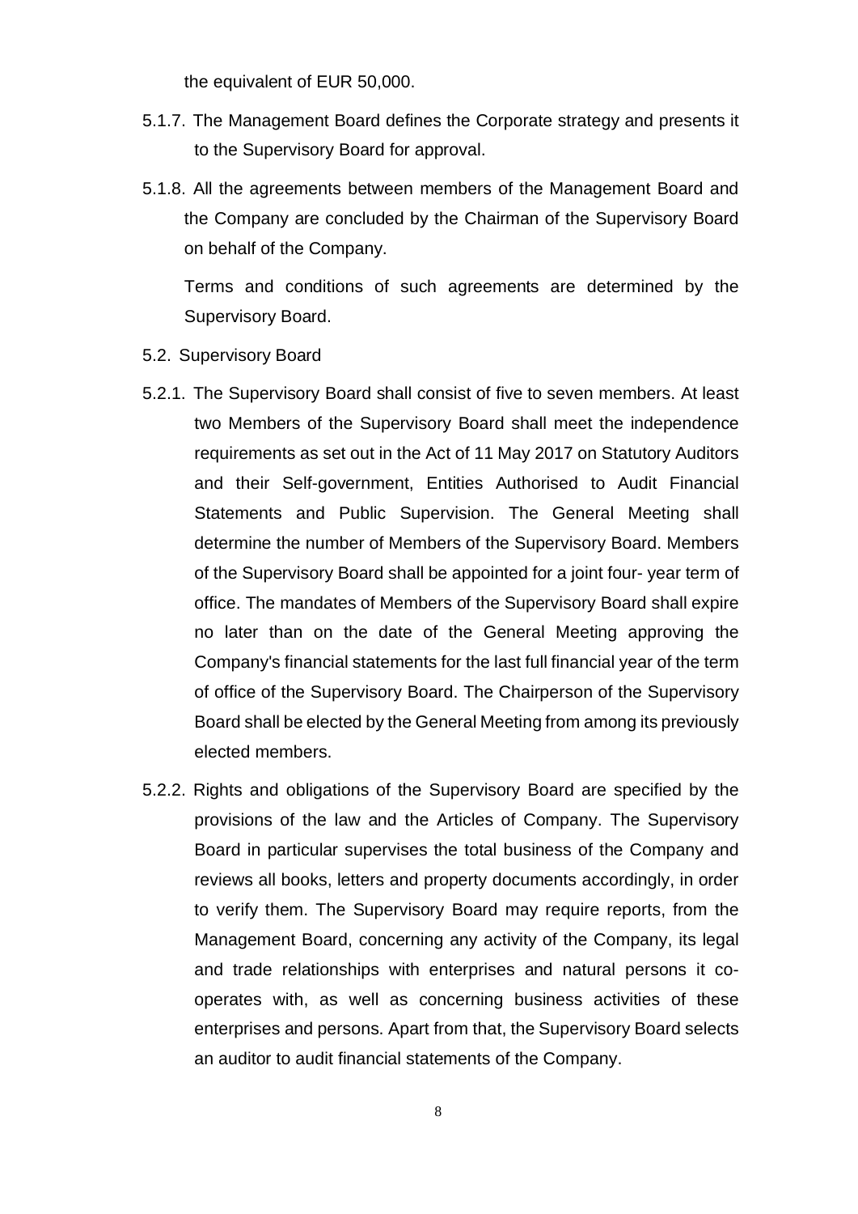the equivalent of EUR 50,000.

5.1.7. The Management Board defines the Corporate strategy and presents it to the Supervisory Board for approval.

5.1.8. All the agreements between members of the Management Board and the Company are concluded by the Chairman of the Supervisory Board on behalf of the Company.

Terms and conditions of such agreements are determined by the Supervisory Board.

5.2. Supervisory Board

5.2.1. The Supervisory Board shall consist of five to seven members. At least two Members of the Supervisory Board shall meet the independence requirements as set out in the Act of 11 May 2017 on Statutory Auditors and their Self-government, Entities Authorised to Audit Financial Statements and Public Supervision. The General Meeting shall determine the number of Members of the Supervisory Board. Members of the Supervisory Board shall be appointed for a joint four- year term of office. The mandates of Members of the Supervisory Board shall expire no later than on the date of the General Meeting approving the Company's financial statements for the last full financial year of the term of office of the Supervisory Board. The Chairperson of the Supervisory Board shall be elected by the General Meeting from among its previously elected members.

5.2.2. Rights and obligations of the Supervisory Board are specified by the provisions of the law and the Articles of Company. The Supervisory Board in particular supervises the total business of the Company and reviews all books, letters and property documents accordingly, in order to verify them. The Supervisory Board may require reports, from the Management Board, concerning any activity of the Company, its legal and trade relationships with enterprises and natural persons it co-operates with, as well as concerning business activities of these enterprises and persons. Apart from that, the Supervisory Board selects an auditor to audit financial statements of the Company.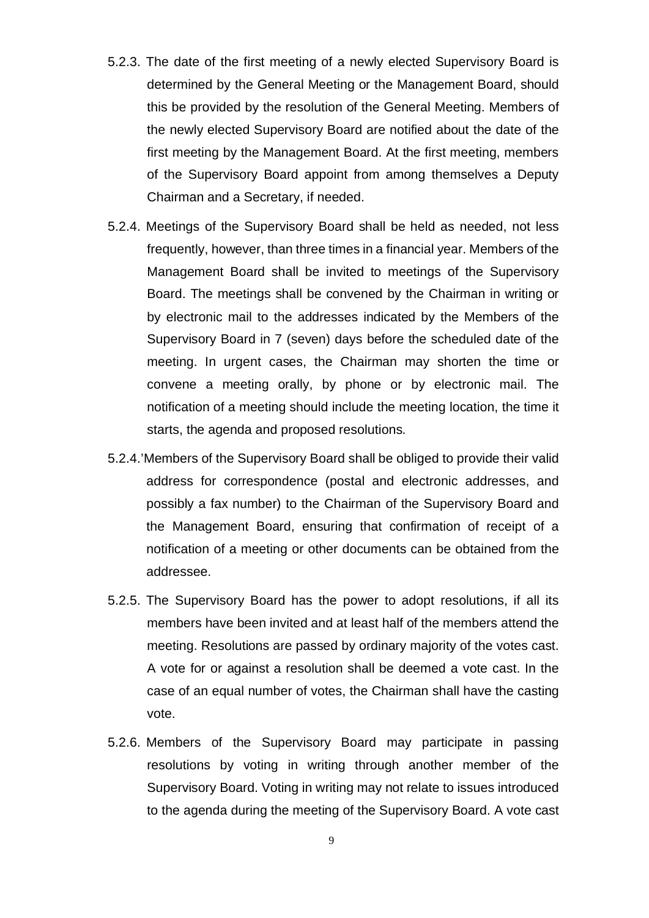5.2.3. The date of the first meeting of a newly elected Supervisory Board is determined by the General Meeting or the Management Board, should this be provided by the resolution of the General Meeting. Members of the newly elected Supervisory Board are notified about the date of the first meeting by the Management Board. At the first meeting, members of the Supervisory Board appoint from among themselves a Deputy Chairman and a Secretary, if needed.

5.2.4. Meetings of the Supervisory Board shall be held as needed, not less frequently, however, than three times in a financial year. Members of the Management Board shall be invited to meetings of the Supervisory Board. The meetings shall be convened by the Chairman in writing or by electronic mail to the addresses indicated by the Members of the Supervisory Board in 7 (seven) days before the scheduled date of the meeting. In urgent cases, the Chairman may shorten the time or convene a meeting orally, by phone or by electronic mail. The notification of a meeting should include the meeting location, the time it starts, the agenda and proposed resolutions.

5.2.4.'Members of the Supervisory Board shall be obliged to provide their valid address for correspondence (postal and electronic addresses, and possibly a fax number) to the Chairman of the Supervisory Board and the Management Board, ensuring that confirmation of receipt of a notification of a meeting or other documents can be obtained from the addressee.

5.2.5. The Supervisory Board has the power to adopt resolutions, if all its members have been invited and at least half of the members attend the meeting. Resolutions are passed by ordinary majority of the votes cast. A vote for or against a resolution shall be deemed a vote cast. In the case of an equal number of votes, the Chairman shall have the casting vote.

5.2.6. Members of the Supervisory Board may participate in passing resolutions by voting in writing through another member of the Supervisory Board. Voting in writing may not relate to issues introduced to the agenda during the meeting of the Supervisory Board. A vote cast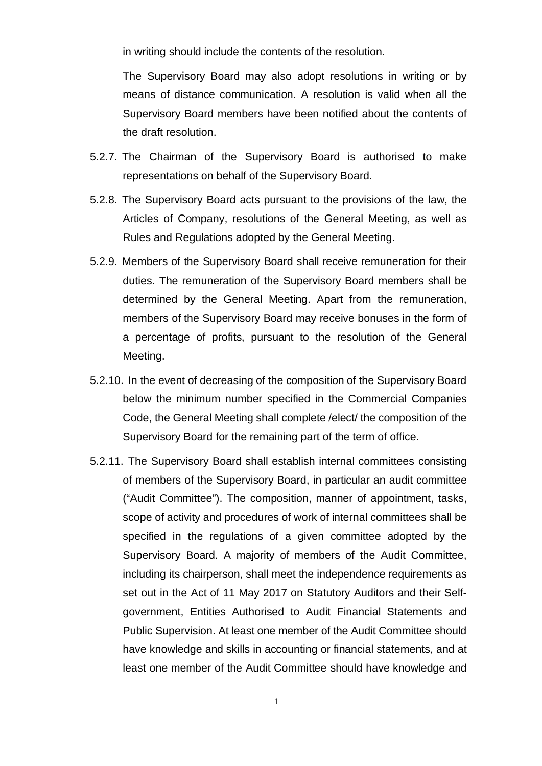in writing should include the contents of the resolution.

The Supervisory Board may also adopt resolutions in writing or by means of distance communication. A resolution is valid when all the Supervisory Board members have been notified about the contents of the draft resolution.

5.2.7. The Chairman of the Supervisory Board is authorised to make representations on behalf of the Supervisory Board.

5.2.8. The Supervisory Board acts pursuant to the provisions of the law, the Articles of Company, resolutions of the General Meeting, as well as Rules and Regulations adopted by the General Meeting.

5.2.9. Members of the Supervisory Board shall receive remuneration for their duties. The remuneration of the Supervisory Board members shall be determined by the General Meeting. Apart from the remuneration, members of the Supervisory Board may receive bonuses in the form of a percentage of profits, pursuant to the resolution of the General Meeting.

5.2.10. In the event of decreasing of the composition of the Supervisory Board below the minimum number specified in the Commercial Companies Code, the General Meeting shall complete /elect/ the composition of the Supervisory Board for the remaining part of the term of office.

5.2.11. The Supervisory Board shall establish internal committees consisting of members of the Supervisory Board, in particular an audit committee ("Audit Committee"). The composition, manner of appointment, tasks, scope of activity and procedures of work of internal committees shall be specified in the regulations of a given committee adopted by the Supervisory Board. A majority of members of the Audit Committee, including its chairperson, shall meet the independence requirements as set out in the Act of 11 May 2017 on Statutory Auditors and their Self-government, Entities Authorised to Audit Financial Statements and Public Supervision. At least one member of the Audit Committee should have knowledge and skills in accounting or financial statements, and at least one member of the Audit Committee should have knowledge and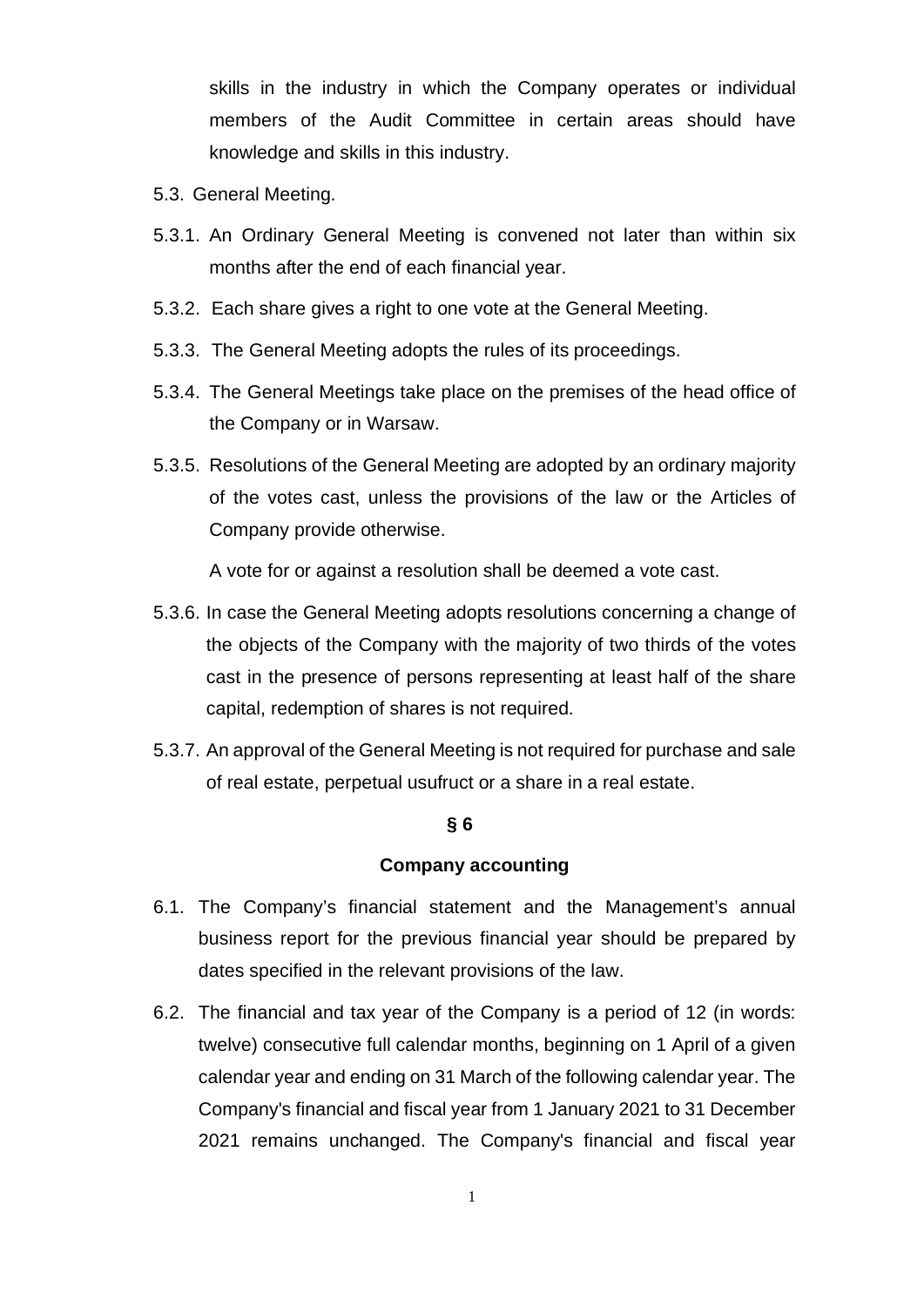skills in the industry in which the Company operates or individual members of the Audit Committee in certain areas should have knowledge and skills in this industry.

5.3. General Meeting.

5.3.1. An Ordinary General Meeting is convened not later than within six months after the end of each financial year.

5.3.2. Each share gives a right to one vote at the General Meeting.

5.3.3. The General Meeting adopts the rules of its proceedings.

5.3.4. The General Meetings take place on the premises of the head office of the Company or in Warsaw.

5.3.5. Resolutions of the General Meeting are adopted by an ordinary majority of the votes cast, unless the provisions of the law or the Articles of Company provide otherwise.

A vote for or against a resolution shall be deemed a vote cast.

5.3.6. In case the General Meeting adopts resolutions concerning a change of the objects of the Company with the majority of two thirds of the votes cast in the presence of persons representing at least half of the share capital, redemption of shares is not required.

5.3.7. An approval of the General Meeting is not required for purchase and sale of real estate, perpetual usufruct or a share in a real estate.

**§ 6**

**Company accounting**

6.1. The Company's financial statement and the Management's annual business report for the previous financial year should be prepared by dates specified in the relevant provisions of the law.

6.2. The financial and tax year of the Company is a period of 12 (in words: twelve) consecutive full calendar months, beginning on 1 April of a given calendar year and ending on 31 March of the following calendar year. The Company's financial and fiscal year from 1 January 2021 to 31 December 2021 remains unchanged. The Company's financial and fiscal year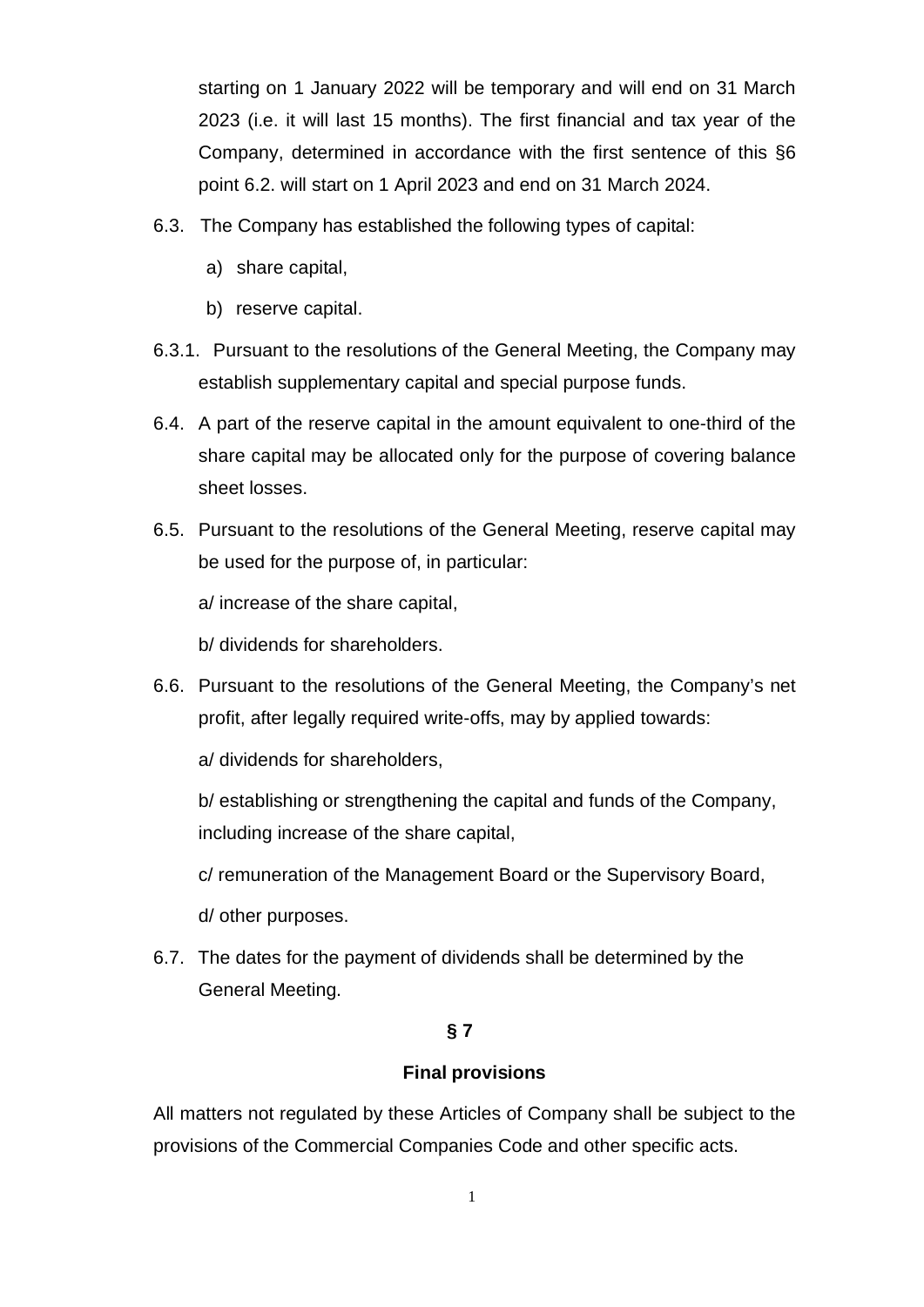starting on 1 January 2022 will be temporary and will end on 31 March 2023 (i.e. it will last 15 months). The first financial and tax year of the Company, determined in accordance with the first sentence of this §6 point 6.2. will start on 1 April 2023 and end on 31 March 2024.

6.3. The Company has established the following types of capital:

a) share capital,

b) reserve capital.

6.3.1. Pursuant to the resolutions of the General Meeting, the Company may establish supplementary capital and special purpose funds.

6.4. A part of the reserve capital in the amount equivalent to one-third of the share capital may be allocated only for the purpose of covering balance sheet losses.

6.5. Pursuant to the resolutions of the General Meeting, reserve capital may be used for the purpose of, in particular:

a/ increase of the share capital,

b/ dividends for shareholders.

6.6. Pursuant to the resolutions of the General Meeting, the Company's net profit, after legally required write-offs, may by applied towards:

a/ dividends for shareholders,

b/ establishing or strengthening the capital and funds of the Company, including increase of the share capital,

c/ remuneration of the Management Board or the Supervisory Board,

d/ other purposes.

6.7. The dates for the payment of dividends shall be determined by the General Meeting.

## § 7

## Final provisions

All matters not regulated by these Articles of Company shall be subject to the provisions of the Commercial Companies Code and other specific acts.